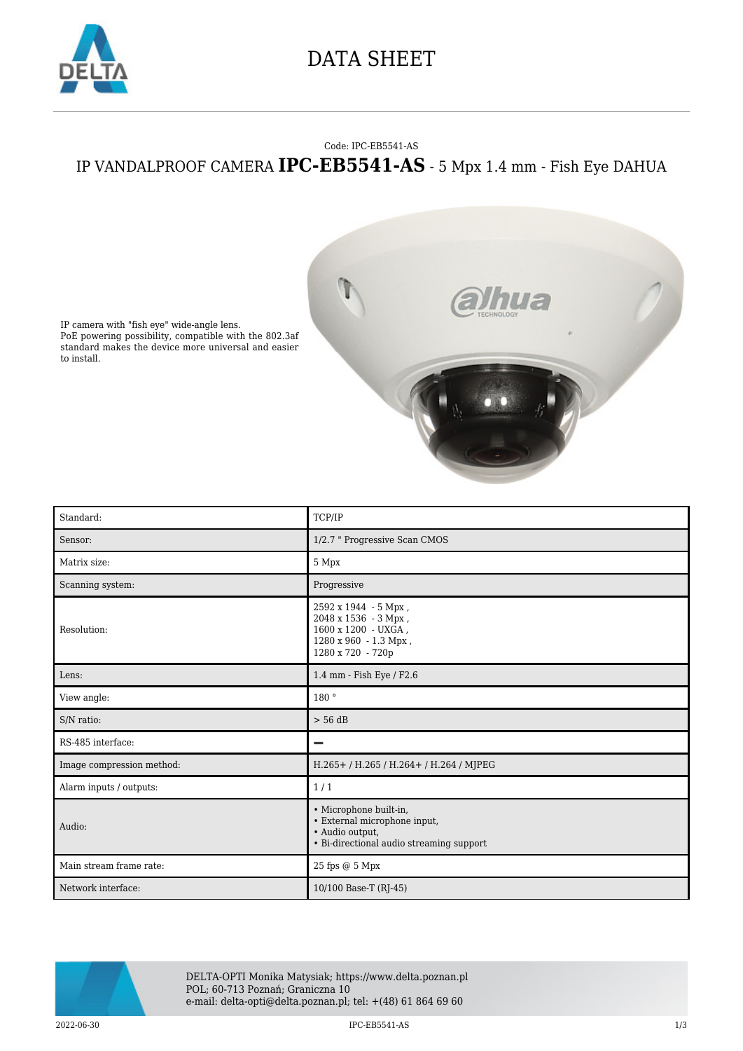# DATA SHEET

Code: IPC-EB5541-AS

## IP VANDALPROOF CAMERA **IPC-EB5541-AS** - 5 Mpx 1.4 mm - Fish Eye DAHUA

IP camera with "fish eye" wide-angle lens.
PoE powering possibility, compatible with the 802.3af standard makes the device more universal and easier to install.

| Standard: | TCP/IP |
|---|---|
| Sensor: | 1/2.7 " Progressive Scan CMOS |
| Matrix size: | 5 Mpx |
| Scanning system: | Progressive |
| Resolution: | 2592 x 1944 - 5 Mpx , 2048 x 1536 - 3 Mpx , 1600 x 1200 - UXGA , 1280 x 960 - 1.3 Mpx , 1280 x 720 - 720p |
| Lens: | 1.4 mm - Fish Eye / F2.6 |
| View angle: | 180 ° |
| S/N ratio: | > 56 dB |
| RS-485 interface: | – |
| Image compression method: | H.265+ / H.265 / H.264+ / H.264 / MJPEG |
| Alarm inputs / outputs: | 1 / 1 |
| Audio: | • Microphone built-in, • External microphone input, • Audio output, • Bi-directional audio streaming support |
| Main stream frame rate: | 25 fps @ 5 Mpx |
| Network interface: | 10/100 Base-T (RJ-45) |

DELTA-OPTI Monika Matysiak; https://www.delta.poznan.pl
POL; 60-713 Poznań; Graniczna 10
e-mail: delta-opti@delta.poznan.pl; tel: +(48) 61 864 69 60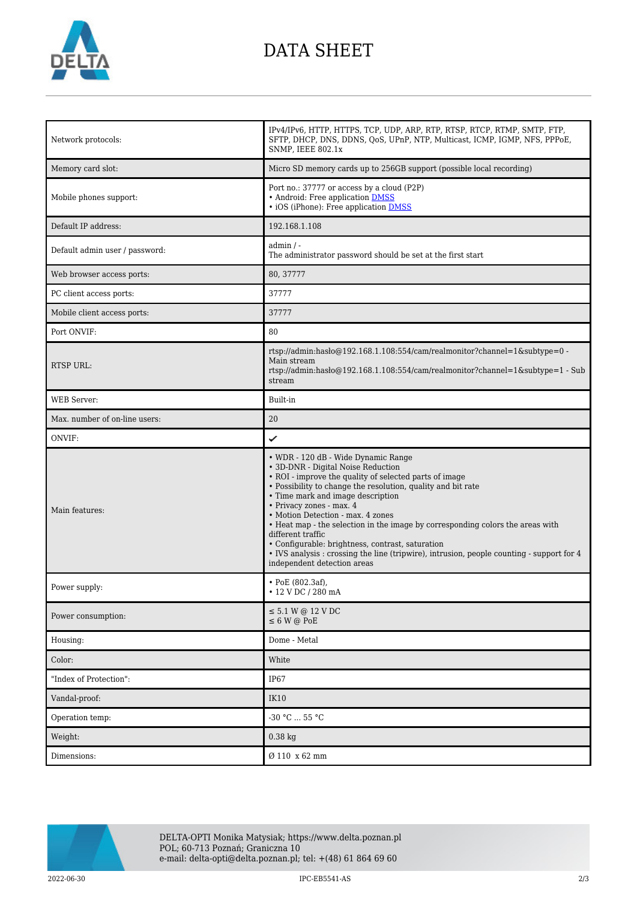# DATA SHEET

| | |
|---|---|
| Network protocols: | IPv4/IPv6, HTTP, HTTPS, TCP, UDP, ARP, RTP, RTSP, RTCP, RTMP, SMTP, FTP, SFTP, DHCP, DNS, DDNS, QoS, UPnP, NTP, Multicast, ICMP, IGMP, NFS, PPPoE, SNMP, IEEE 802.1x |
| Memory card slot: | Micro SD memory cards up to 256GB support (possible local recording) |
| Mobile phones support: | Port no.: 37777 or access by a cloud (P2P)<br>• Android: Free application DMSS<br>• iOS (iPhone): Free application DMSS |
| Default IP address: | 192.168.1.108 |
| Default admin user / password: | admin / -<br>The administrator password should be set at the first start |
| Web browser access ports: | 80, 37777 |
| PC client access ports: | 37777 |
| Mobile client access ports: | 37777 |
| Port ONVIF: | 80 |
| RTSP URL: | rtsp://admin:hasło@192.168.1.108:554/cam/realmonitor?channel=1&subtype=0 - Main stream<br>rtsp://admin:hasło@192.168.1.108:554/cam/realmonitor?channel=1&subtype=1 - Sub stream |
| WEB Server: | Built-in |
| Max. number of on-line users: | 20 |
| ONVIF: | ✔ |
| Main features: | • WDR - 120 dB - Wide Dynamic Range<br>• 3D-DNR - Digital Noise Reduction<br>• ROI - improve the quality of selected parts of image<br>• Possibility to change the resolution, quality and bit rate<br>• Time mark and image description<br>• Privacy zones - max. 4<br>• Motion Detection - max. 4 zones<br>• Heat map - the selection in the image by corresponding colors the areas with different traffic<br>• Configurable: brightness, contrast, saturation<br>• IVS analysis : crossing the line (tripwire), intrusion, people counting - support for 4 independent detection areas |
| Power supply: | • PoE (802.3af),<br>• 12 V DC / 280 mA |
| Power consumption: | ≤ 5.1 W @ 12 V DC<br>≤ 6 W @ PoE |
| Housing: | Dome - Metal |
| Color: | White |
| "Index of Protection": | IP67 |
| Vandal-proof: | IK10 |
| Operation temp: | -30 °C ... 55 °C |
| Weight: | 0.38 kg |
| Dimensions: | Ø 110 x 62 mm |

DELTA-OPTI Monika Matysiak; https://www.delta.poznan.pl
POL; 60-713 Poznań; Graniczna 10
e-mail: delta-opti@delta.poznan.pl; tel: +(48) 61 864 69 60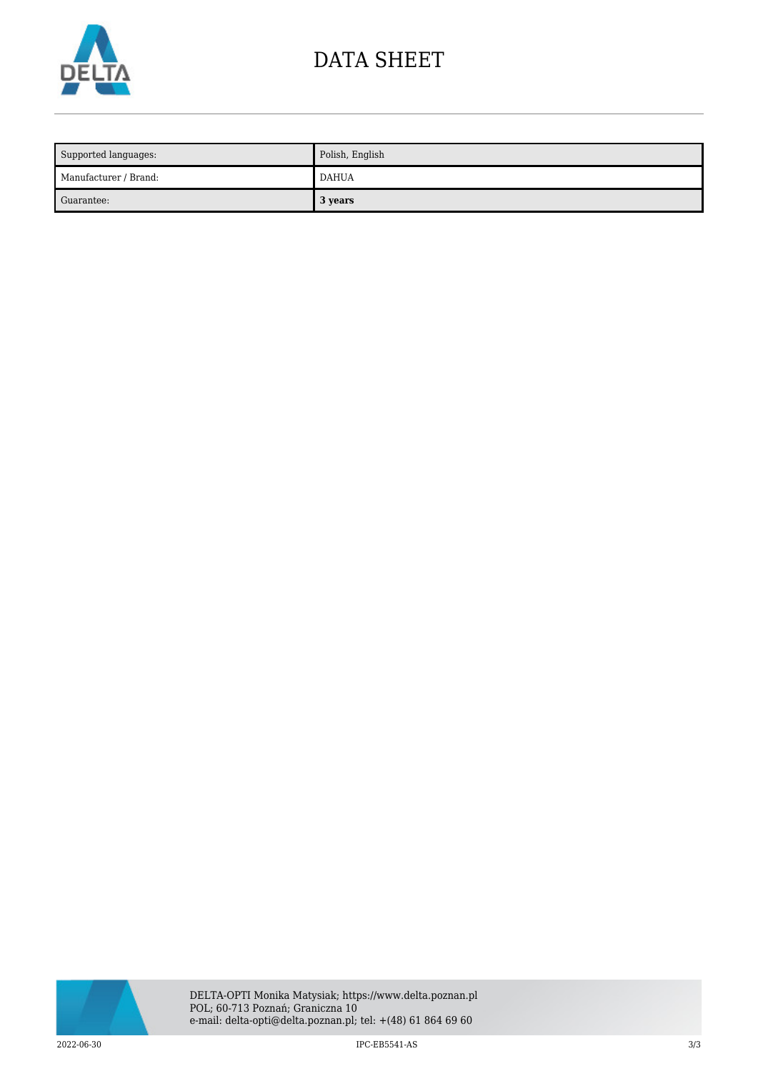| | |
|---|---|
| Supported languages: | Polish, English |
| Manufacturer / Brand: | DAHUA |
| Guarantee: | **3 years** |